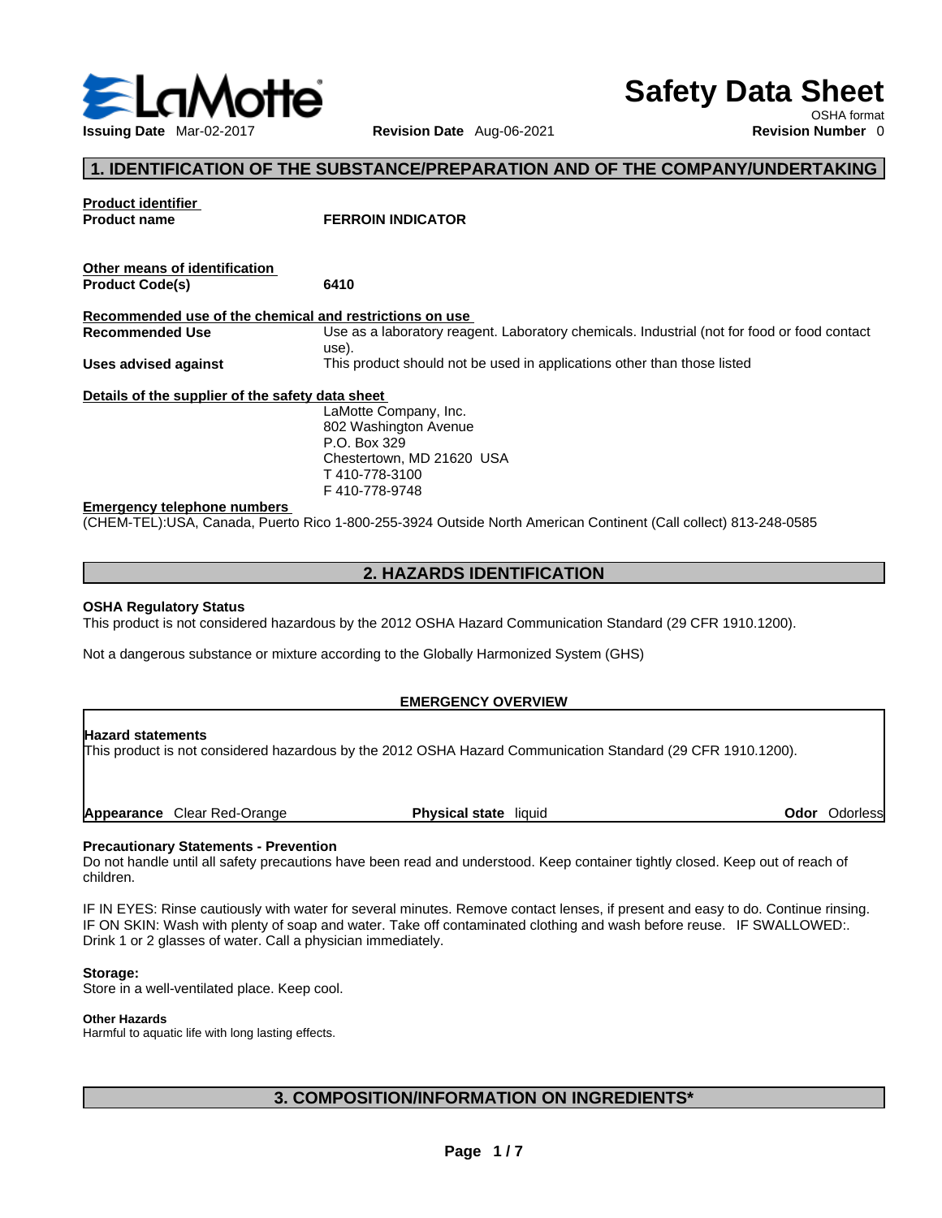LaMotte

# Safety Data Sheet

OSHA format

**Issuing Date** Mar-02-2017 **Revision Date** Aug-06-2021 **Revision Number** 0

## 1. IDENTIFICATION OF THE SUBSTANCE/PREPARATION AND OF THE COMPANY/UNDERTAKING

**Product identifier**

**Product name** **FERROIN INDICATOR**

**Other means of identification**

**Product Code(s)** **6410**

**Recommended use of the chemical and restrictions on use**

**Recommended Use** Use as a laboratory reagent. Laboratory chemicals. Industrial (not for food or food contact use).

**Uses advised against** This product should not be used in applications other than those listed

**Details of the supplier of the safety data sheet**

LaMotte Company, Inc.
802 Washington Avenue
P.O. Box 329
Chestertown, MD 21620 USA
T 410-778-3100
F 410-778-9748

**Emergency telephone numbers**

(CHEM-TEL):USA, Canada, Puerto Rico 1-800-255-3924 Outside North American Continent (Call collect) 813-248-0585

## 2. HAZARDS IDENTIFICATION

**OSHA Regulatory Status**

This product is not considered hazardous by the 2012 OSHA Hazard Communication Standard (29 CFR 1910.1200).

Not a dangerous substance or mixture according to the Globally Harmonized System (GHS)

**EMERGENCY OVERVIEW**

**Hazard statements**

This product is not considered hazardous by the 2012 OSHA Hazard Communication Standard (29 CFR 1910.1200).

**Appearance** Clear Red-Orange **Physical state** liquid **Odor** Odorless

**Precautionary Statements - Prevention**

Do not handle until all safety precautions have been read and understood. Keep container tightly closed. Keep out of reach of children.

IF IN EYES: Rinse cautiously with water for several minutes. Remove contact lenses, if present and easy to do. Continue rinsing. IF ON SKIN: Wash with plenty of soap and water. Take off contaminated clothing and wash before reuse. IF SWALLOWED:. Drink 1 or 2 glasses of water. Call a physician immediately.

**Storage:**

Store in a well-ventilated place. Keep cool.

**Other Hazards**

Harmful to aquatic life with long lasting effects.

## 3. COMPOSITION/INFORMATION ON INGREDIENTS*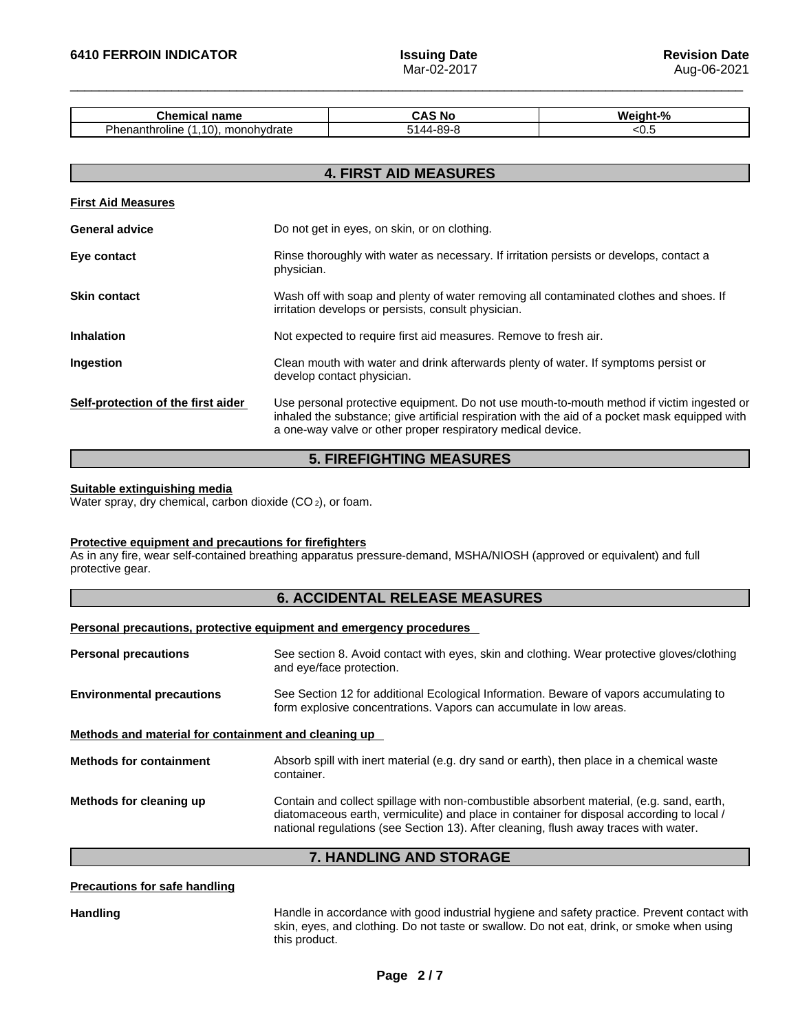| Chemical name | CAS No | Weight-% |
| --- | --- | --- |
| Phenanthroline (1,10), monohydrate | 5144-89-8 | <0.5 |

## 4. FIRST AID MEASURES

**First Aid Measures**

**General advice** Do not get in eyes, on skin, or on clothing.

**Eye contact** Rinse thoroughly with water as necessary. If irritation persists or develops, contact a physician.

**Skin contact** Wash off with soap and plenty of water removing all contaminated clothes and shoes. If irritation develops or persists, consult physician.

**Inhalation** Not expected to require first aid measures. Remove to fresh air.

**Ingestion** Clean mouth with water and drink afterwards plenty of water. If symptoms persist or develop contact physician.

**Self-protection of the first aider** Use personal protective equipment. Do not use mouth-to-mouth method if victim ingested or inhaled the substance; give artificial respiration with the aid of a pocket mask equipped with a one-way valve or other proper respiratory medical device.

## 5. FIREFIGHTING MEASURES

**Suitable extinguishing media**

Water spray, dry chemical, carbon dioxide ($CO_2$), or foam.

**Protective equipment and precautions for firefighters**

As in any fire, wear self-contained breathing apparatus pressure-demand, MSHA/NIOSH (approved or equivalent) and full protective gear.

## 6. ACCIDENTAL RELEASE MEASURES

**Personal precautions, protective equipment and emergency procedures**

**Personal precautions** See section 8. Avoid contact with eyes, skin and clothing. Wear protective gloves/clothing and eye/face protection.

**Environmental precautions** See Section 12 for additional Ecological Information. Beware of vapors accumulating to form explosive concentrations. Vapors can accumulate in low areas.

**Methods and material for containment and cleaning up**

**Methods for containment** Absorb spill with inert material (e.g. dry sand or earth), then place in a chemical waste container.

**Methods for cleaning up** Contain and collect spillage with non-combustible absorbent material, (e.g. sand, earth, diatomaceous earth, vermiculite) and place in container for disposal according to local / national regulations (see Section 13). After cleaning, flush away traces with water.

## 7. HANDLING AND STORAGE

**Precautions for safe handling**

**Handling** Handle in accordance with good industrial hygiene and safety practice. Prevent contact with skin, eyes, and clothing. Do not taste or swallow. Do not eat, drink, or smoke when using this product.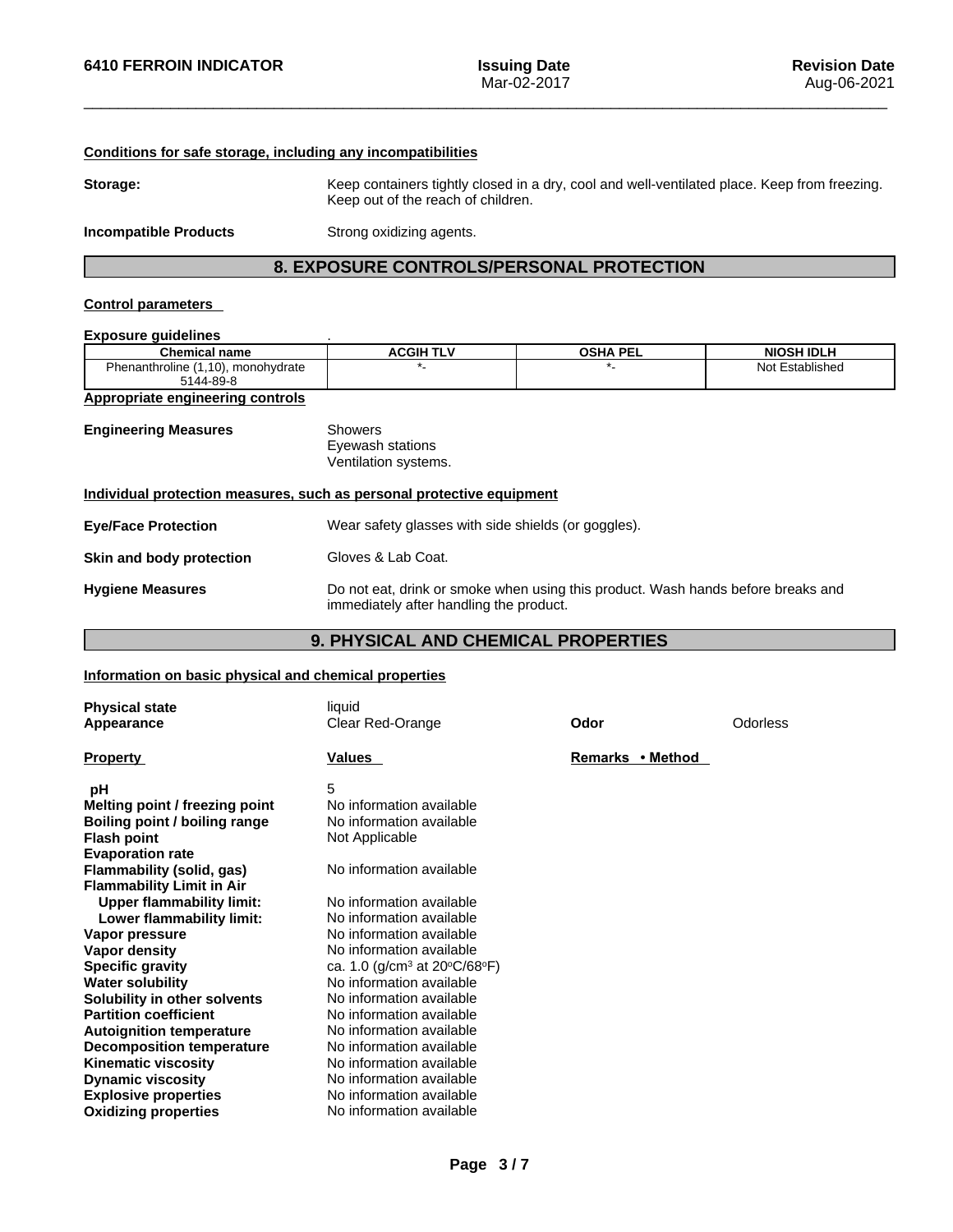**Conditions for safe storage, including any incompatibilities**

**Storage:** Keep containers tightly closed in a dry, cool and well-ventilated place. Keep from freezing. Keep out of the reach of children.

**Incompatible Products** Strong oxidizing agents.

## 8. EXPOSURE CONTROLS/PERSONAL PROTECTION

**Control parameters**

**Exposure guidelines** .

| Chemical name | ACGIH TLV | OSHA PEL | NIOSH IDLH |
|---|---|---|---|
| Phenanthroline (1,10), monohydrate 5144-89-8 | *- | *- | Not Established |

**Appropriate engineering controls**

**Engineering Measures** Showers
Eyewash stations
Ventilation systems.

**Individual protection measures, such as personal protective equipment**

**Eye/Face Protection** Wear safety glasses with side shields (or goggles).

**Skin and body protection** Gloves & Lab Coat.

**Hygiene Measures** Do not eat, drink or smoke when using this product. Wash hands before breaks and immediately after handling the product.

## 9. PHYSICAL AND CHEMICAL PROPERTIES

**Information on basic physical and chemical properties**

**Physical state** liquid
**Appearance** Clear Red-Orange **Odor** Odorless

| Property | Values | Remarks • Method |
|---|---|---|
| **pH** | 5 | |
| **Melting point / freezing point** | No information available | |
| **Boiling point / boiling range** | No information available | |
| **Flash point** | Not Applicable | |
| **Evaporation rate** | | |
| **Flammability (solid, gas)** | No information available | |
| **Flammability Limit in Air** | | |
| **Upper flammability limit:** | No information available | |
| **Lower flammability limit:** | No information available | |
| **Vapor pressure** | No information available | |
| **Vapor density** | No information available | |
| **Specific gravity** | ca. 1.0 (g/cm³ at 20°C/68°F) | |
| **Water solubility** | No information available | |
| **Solubility in other solvents** | No information available | |
| **Partition coefficient** | No information available | |
| **Autoignition temperature** | No information available | |
| **Decomposition temperature** | No information available | |
| **Kinematic viscosity** | No information available | |
| **Dynamic viscosity** | No information available | |
| **Explosive properties** | No information available | |
| **Oxidizing properties** | No information available | |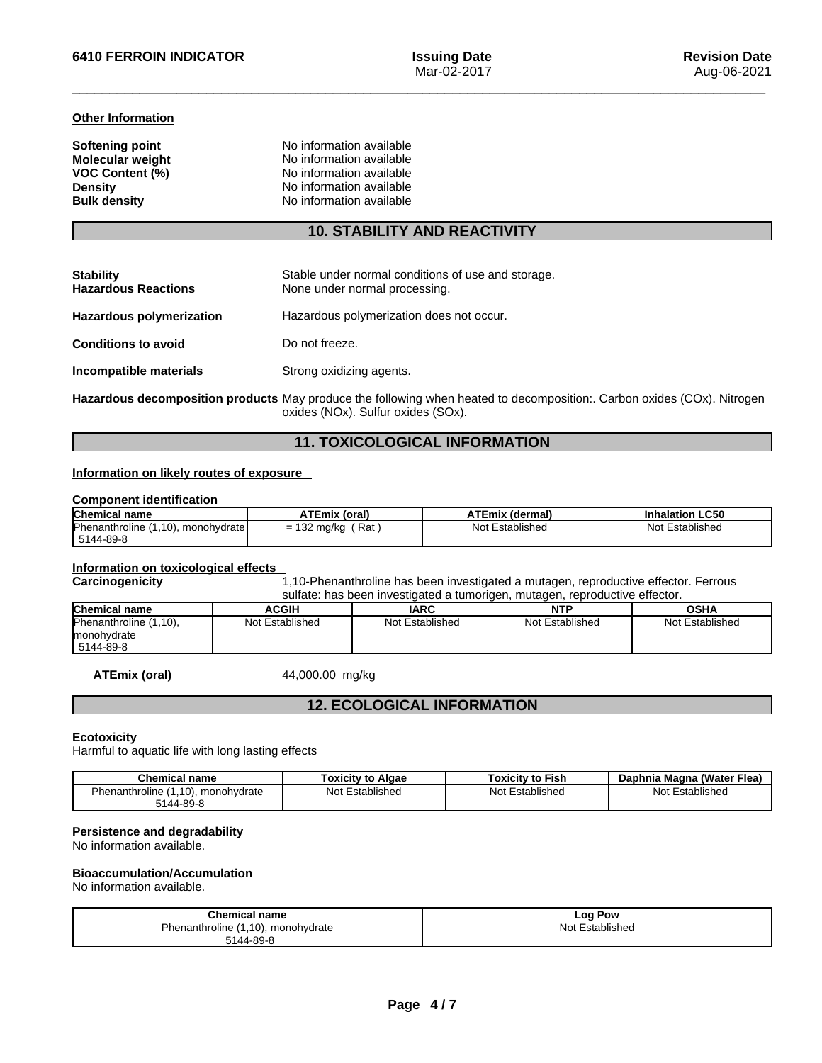**Other Information**

| | |
|---|---|
| **Softening point** | No information available |
| **Molecular weight** | No information available |
| **VOC Content (%)** | No information available |
| **Density** | No information available |
| **Bulk density** | No information available |

## 10. STABILITY AND REACTIVITY

**Stability** Stable under normal conditions of use and storage.

**Hazardous Reactions** None under normal processing.

**Hazardous polymerization** Hazardous polymerization does not occur.

**Conditions to avoid** Do not freeze.

**Incompatible materials** Strong oxidizing agents.

**Hazardous decomposition products** May produce the following when heated to decomposition:. Carbon oxides (COx). Nitrogen oxides (NOx). Sulfur oxides (SOx).

## 11. TOXICOLOGICAL INFORMATION

**Information on likely routes of exposure**

**Component identification**

| Chemical name | ATEmix (oral) | ATEmix (dermal) | Inhalation LC50 |
|---|---|---|---|
| Phenanthroline (1,10), monohydrate 5144-89-8 | = 132 mg/kg ( Rat ) | Not Established | Not Established |

**Information on toxicological effects**

**Carcinogenicity** 1,10-Phenanthroline has been investigated a mutagen, reproductive effector. Ferrous sulfate: has been investigated a tumorigen, mutagen, reproductive effector.

| Chemical name | ACGIH | IARC | NTP | OSHA |
|---|---|---|---|---|
| Phenanthroline (1,10), monohydrate 5144-89-8 | Not Established | Not Established | Not Established | Not Established |

**ATEmix (oral)** 44,000.00 mg/kg

## 12. ECOLOGICAL INFORMATION

**Ecotoxicity**

Harmful to aquatic life with long lasting effects

| Chemical name | Toxicity to Algae | Toxicity to Fish | Daphnia Magna (Water Flea) |
|---|---|---|---|
| Phenanthroline (1,10), monohydrate 5144-89-8 | Not Established | Not Established | Not Established |

**Persistence and degradability**

No information available.

**Bioaccumulation/Accumulation**

No information available.

| Chemical name | Log Pow |
|---|---|
| Phenanthroline (1,10), monohydrate 5144-89-8 | Not Established |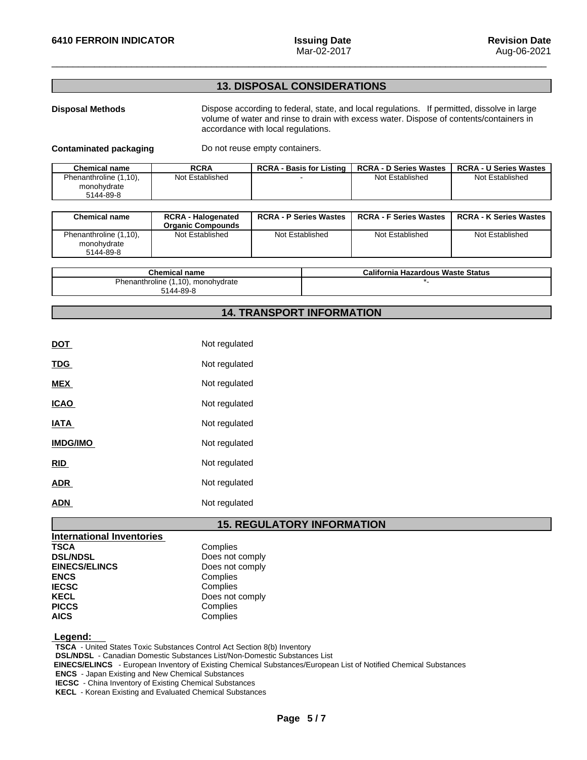## 13. DISPOSAL CONSIDERATIONS

**Disposal Methods**

Dispose according to federal, state, and local regulations. If permitted, dissolve in large volume of water and rinse to drain with excess water. Dispose of contents/containers in accordance with local regulations.

**Contaminated packaging**

Do not reuse empty containers.

| Chemical name | RCRA | RCRA - Basis for Listing | RCRA - D Series Wastes | RCRA - U Series Wastes |
|---|---|---|---|---|
| Phenanthroline (1,10), monohydrate 5144-89-8 | Not Established | - | Not Established | Not Established |

| Chemical name | RCRA - Halogenated Organic Compounds | RCRA - P Series Wastes | RCRA - F Series Wastes | RCRA - K Series Wastes |
|---|---|---|---|---|
| Phenanthroline (1,10), monohydrate 5144-89-8 | Not Established | Not Established | Not Established | Not Established |

| Chemical name | California Hazardous Waste Status |
|---|---|
| Phenanthroline (1,10), monohydrate 5144-89-8 | *- |

## 14. TRANSPORT INFORMATION

**DOT** Not regulated

**TDG** Not regulated

**MEX** Not regulated

**ICAO** Not regulated

**IATA** Not regulated

**IMDG/IMO** Not regulated

**RID** Not regulated

**ADR** Not regulated

**ADN** Not regulated

## 15. REGULATORY INFORMATION

**International Inventories**

| | |
|---|---|
| **TSCA** | Complies |
| **DSL/NDSL** | Does not comply |
| **EINECS/ELINCS** | Does not comply |
| **ENCS** | Complies |
| **IECSC** | Complies |
| **KECL** | Does not comply |
| **PICCS** | Complies |
| **AICS** | Complies |

**Legend:**

**TSCA** - United States Toxic Substances Control Act Section 8(b) Inventory
**DSL/NDSL** - Canadian Domestic Substances List/Non-Domestic Substances List
**EINECS/ELINCS** - European Inventory of Existing Chemical Substances/European List of Notified Chemical Substances
**ENCS** - Japan Existing and New Chemical Substances
**IECSC** - China Inventory of Existing Chemical Substances
**KECL** - Korean Existing and Evaluated Chemical Substances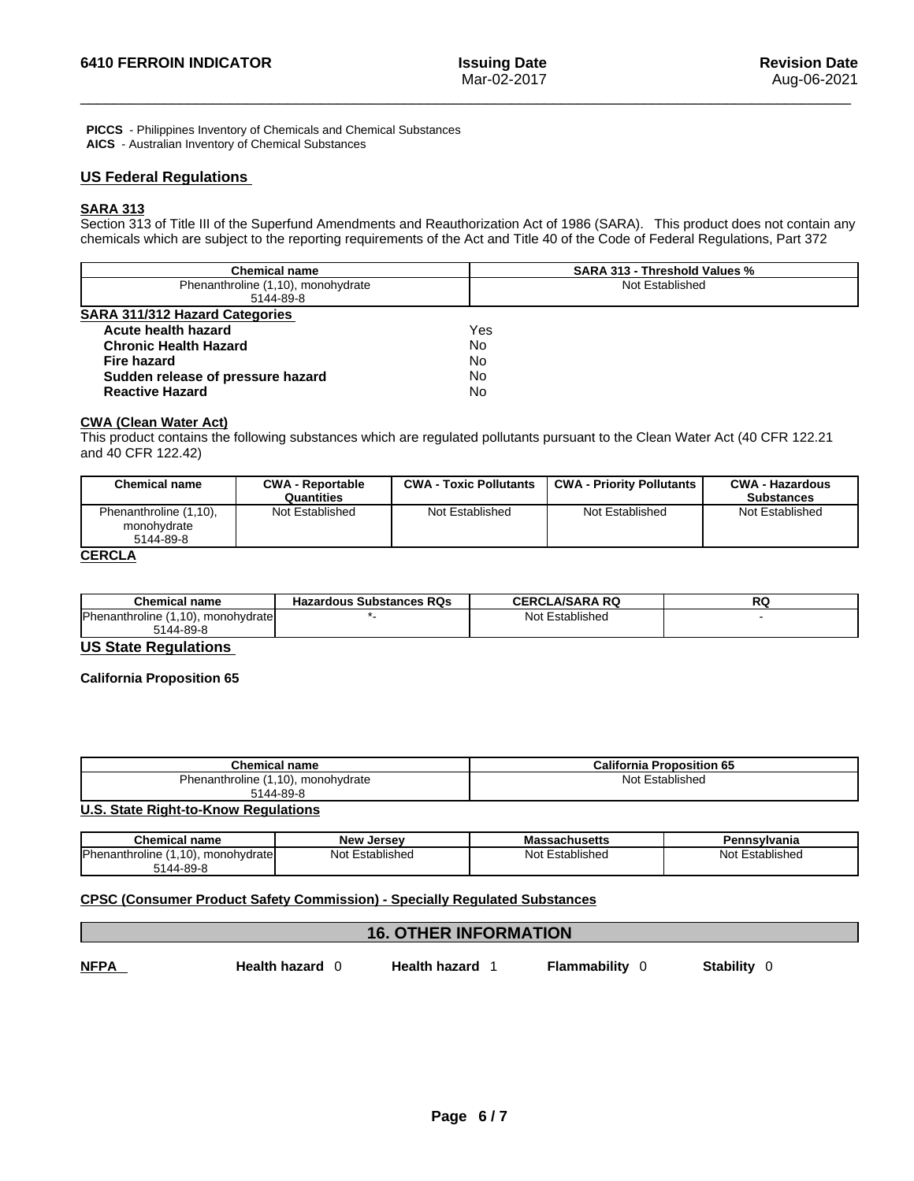**PICCS** - Philippines Inventory of Chemicals and Chemical Substances
**AICS** - Australian Inventory of Chemical Substances

## US Federal Regulations

### SARA 313

Section 313 of Title III of the Superfund Amendments and Reauthorization Act of 1986 (SARA). This product does not contain any chemicals which are subject to the reporting requirements of the Act and Title 40 of the Code of Federal Regulations, Part 372

| Chemical name | SARA 313 - Threshold Values % |
|---|---|
| Phenanthroline (1,10), monohydrate 5144-89-8 | Not Established |

### SARA 311/312 Hazard Categories

| | |
|---|---|
| **Acute health hazard** | Yes |
| **Chronic Health Hazard** | No |
| **Fire hazard** | No |
| **Sudden release of pressure hazard** | No |
| **Reactive Hazard** | No |

### CWA (Clean Water Act)

This product contains the following substances which are regulated pollutants pursuant to the Clean Water Act (40 CFR 122.21 and 40 CFR 122.42)

| Chemical name | CWA - Reportable Quantities | CWA - Toxic Pollutants | CWA - Priority Pollutants | CWA - Hazardous Substances |
|---|---|---|---|---|
| Phenanthroline (1,10), monohydrate 5144-89-8 | Not Established | Not Established | Not Established | Not Established |

### CERCLA

| Chemical name | Hazardous Substances RQs | CERCLA/SARA RQ | RQ |
|---|---|---|---|
| Phenanthroline (1,10), monohydrate 5144-89-8 | *- | Not Established | - |

## US State Regulations

### California Proposition 65

| Chemical name | California Proposition 65 |
|---|---|
| Phenanthroline (1,10), monohydrate 5144-89-8 | Not Established |

### U.S. State Right-to-Know Regulations

| Chemical name | New Jersey | Massachusetts | Pennsylvania |
|---|---|---|---|
| Phenanthroline (1,10), monohydrate 5144-89-8 | Not Established | Not Established | Not Established |

### CPSC (Consumer Product Safety Commission) - Specially Regulated Substances

## 16. OTHER INFORMATION

| NFPA | Health hazard 0 | Health hazard 1 | Flammability 0 | Stability 0 |
|---|---|---|---|---|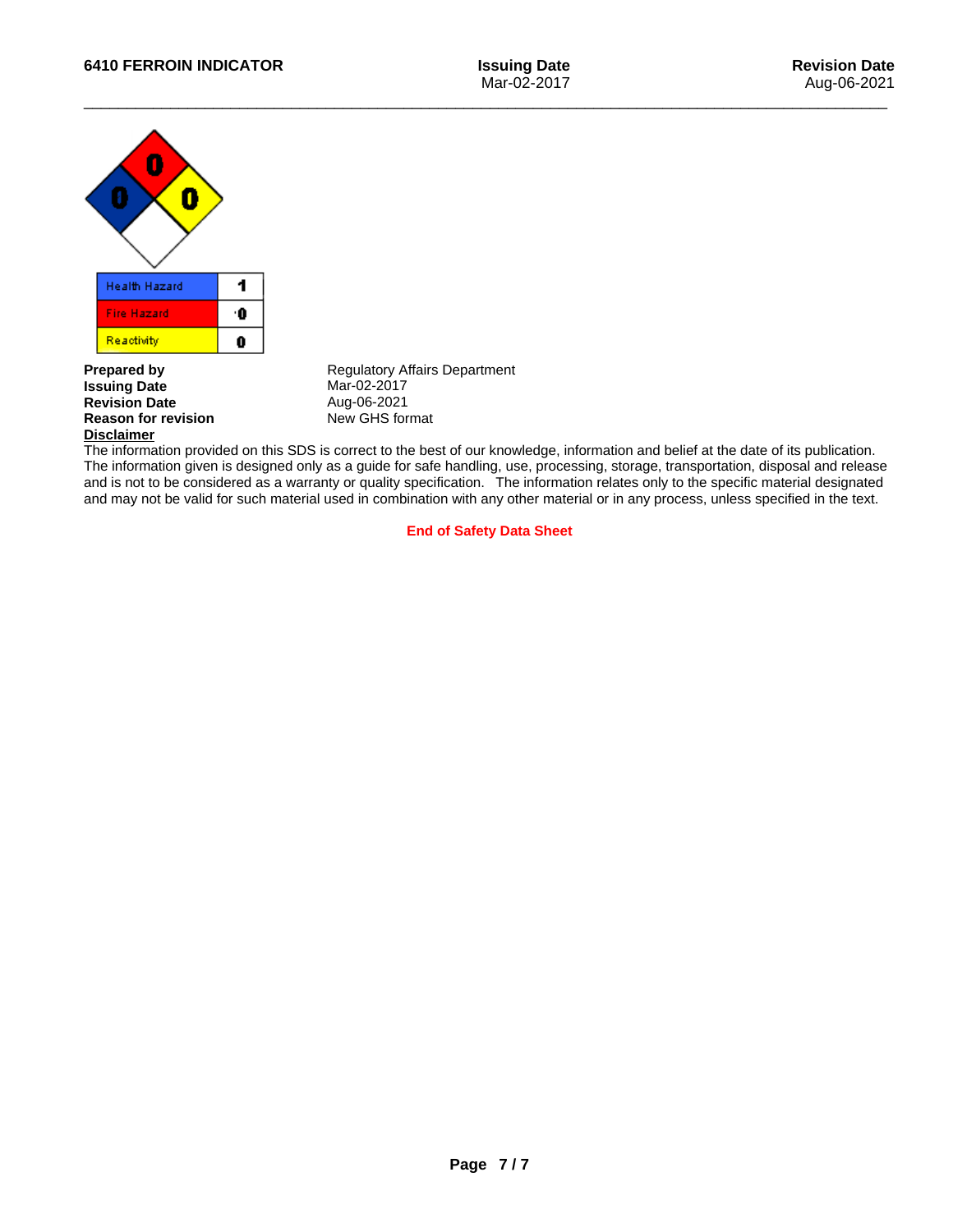| | |
|---|---|
| Health Hazard | 1 |
| Fire Hazard | 0 |
| Reactivity | 0 |

| | |
|---|---|
| **Prepared by** | Regulatory Affairs Department |
| **Issuing Date** | Mar-02-2017 |
| **Revision Date** | Aug-06-2021 |
| **Reason for revision** | New GHS format |

**Disclaimer**

The information provided on this SDS is correct to the best of our knowledge, information and belief at the date of its publication. The information given is designed only as a guide for safe handling, use, processing, storage, transportation, disposal and release and is not to be considered as a warranty or quality specification. The information relates only to the specific material designated and may not be valid for such material used in combination with any other material or in any process, unless specified in the text.

**End of Safety Data Sheet**